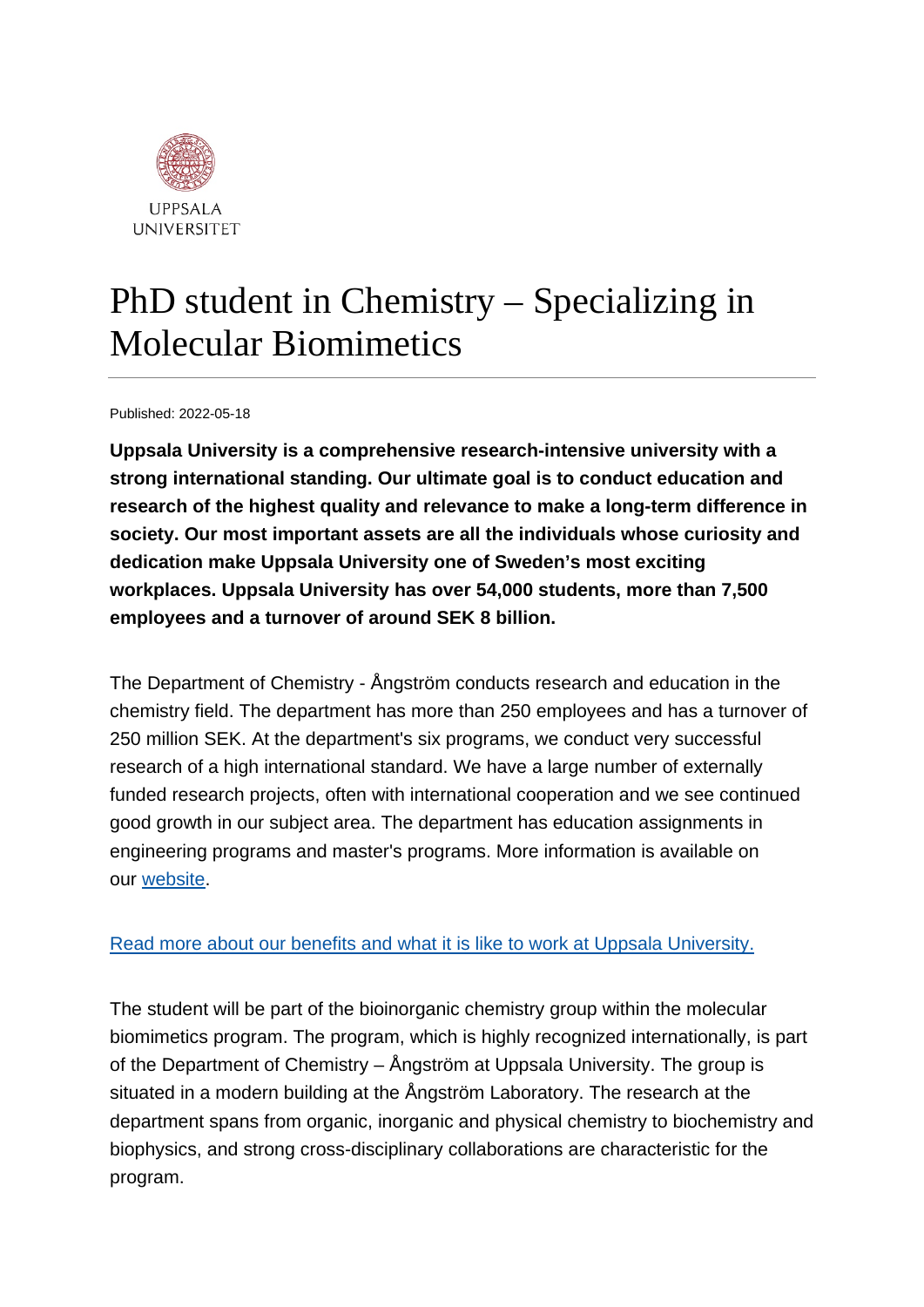UPPSALA UNIVERSITET

# PhD student in Chemistry – Specializing in Molecular Biomimetics

Published: 2022-05-18

**Uppsala University is a comprehensive research-intensive university with a strong international standing. Our ultimate goal is to conduct education and research of the highest quality and relevance to make a long-term difference in society. Our most important assets are all the individuals whose curiosity and dedication make Uppsala University one of Sweden's most exciting workplaces. Uppsala University has over 54,000 students, more than 7,500 employees and a turnover of around SEK 8 billion.**

The Department of Chemistry - Ångström conducts research and education in the chemistry field. The department has more than 250 employees and has a turnover of 250 million SEK. At the department's six programs, we conduct very successful research of a high international standard. We have a large number of externally funded research projects, often with international cooperation and we see continued good growth in our subject area. The department has education assignments in engineering programs and master's programs. More information is available on our [website](#).

[Read more about our benefits and what it is like to work at Uppsala University.](#)

The student will be part of the bioinorganic chemistry group within the molecular biomimetics program. The program, which is highly recognized internationally, is part of the Department of Chemistry – Ångström at Uppsala University. The group is situated in a modern building at the Ångström Laboratory. The research at the department spans from organic, inorganic and physical chemistry to biochemistry and biophysics, and strong cross-disciplinary collaborations are characteristic for the program.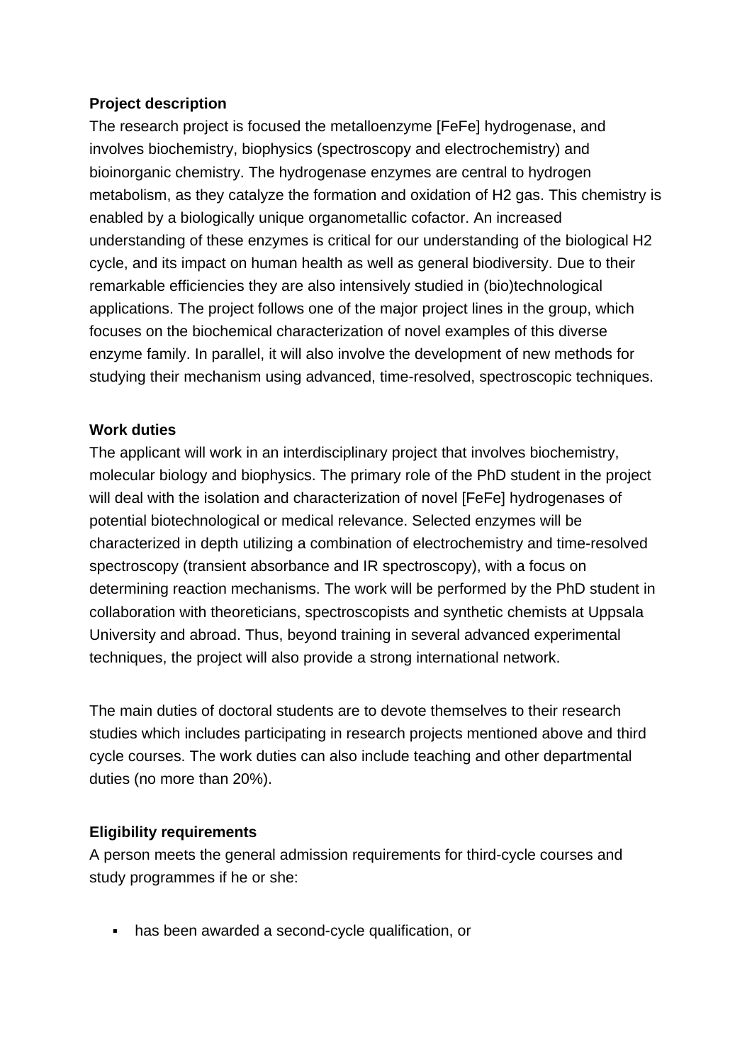**Project description**

The research project is focused the metalloenzyme [FeFe] hydrogenase, and involves biochemistry, biophysics (spectroscopy and electrochemistry) and bioinorganic chemistry. The hydrogenase enzymes are central to hydrogen metabolism, as they catalyze the formation and oxidation of $H_2$ gas. This chemistry is enabled by a biologically unique organometallic cofactor. An increased understanding of these enzymes is critical for our understanding of the biological $H_2$ cycle, and its impact on human health as well as general biodiversity. Due to their remarkable efficiencies they are also intensively studied in (bio)technological applications. The project follows one of the major project lines in the group, which focuses on the biochemical characterization of novel examples of this diverse enzyme family. In parallel, it will also involve the development of new methods for studying their mechanism using advanced, time-resolved, spectroscopic techniques.

**Work duties**

The applicant will work in an interdisciplinary project that involves biochemistry, molecular biology and biophysics. The primary role of the PhD student in the project will deal with the isolation and characterization of novel [FeFe] hydrogenases of potential biotechnological or medical relevance. Selected enzymes will be characterized in depth utilizing a combination of electrochemistry and time-resolved spectroscopy (transient absorbance and IR spectroscopy), with a focus on determining reaction mechanisms. The work will be performed by the PhD student in collaboration with theoreticians, spectroscopists and synthetic chemists at Uppsala University and abroad. Thus, beyond training in several advanced experimental techniques, the project will also provide a strong international network.

The main duties of doctoral students are to devote themselves to their research studies which includes participating in research projects mentioned above and third cycle courses. The work duties can also include teaching and other departmental duties (no more than 20%).

**Eligibility requirements**

A person meets the general admission requirements for third-cycle courses and study programmes if he or she:

- has been awarded a second-cycle qualification, or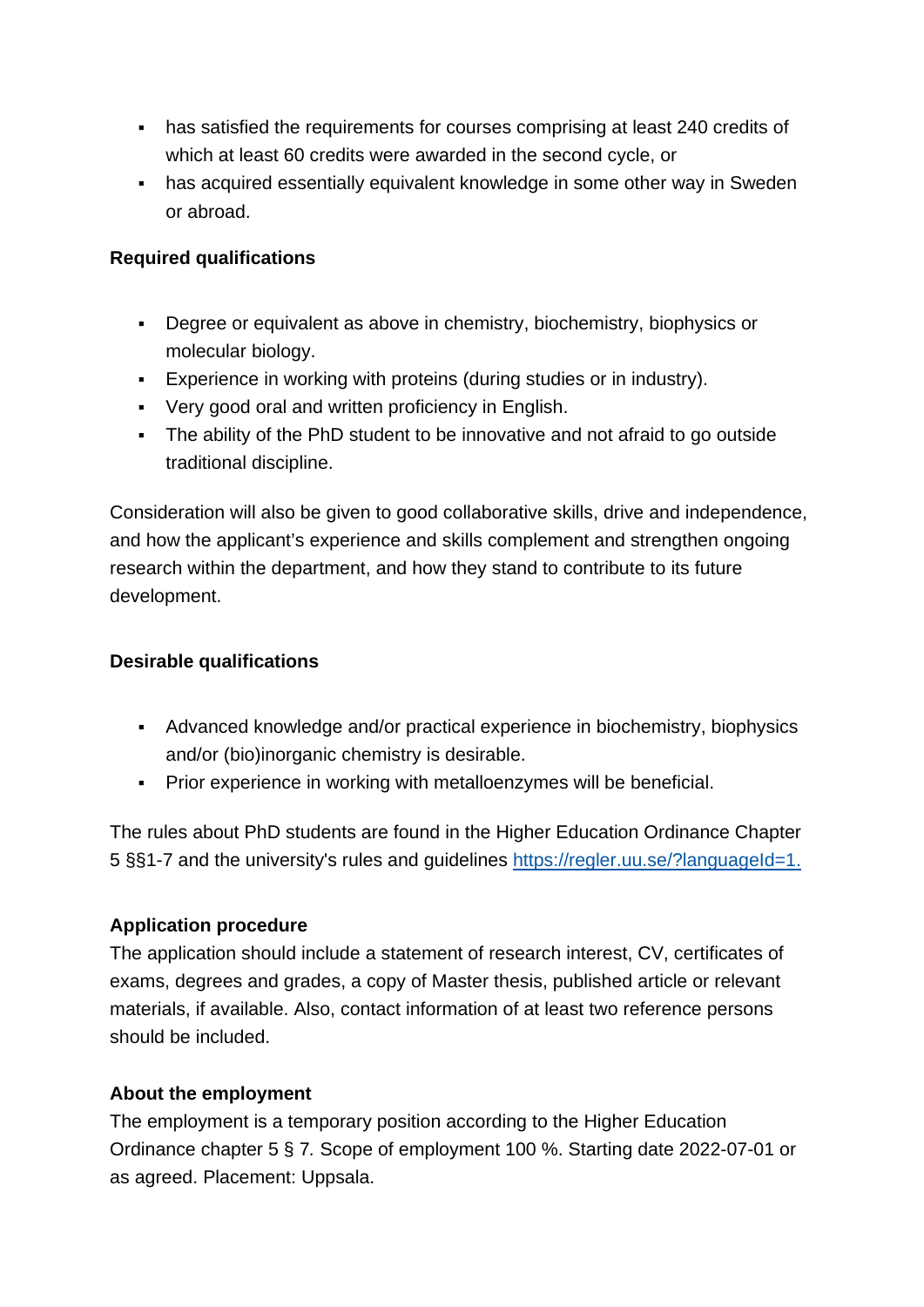- has satisfied the requirements for courses comprising at least 240 credits of which at least 60 credits were awarded in the second cycle, or
- has acquired essentially equivalent knowledge in some other way in Sweden or abroad.

**Required qualifications**

- Degree or equivalent as above in chemistry, biochemistry, biophysics or molecular biology.
- Experience in working with proteins (during studies or in industry).
- Very good oral and written proficiency in English.
- The ability of the PhD student to be innovative and not afraid to go outside traditional discipline.

Consideration will also be given to good collaborative skills, drive and independence, and how the applicant's experience and skills complement and strengthen ongoing research within the department, and how they stand to contribute to its future development.

**Desirable qualifications**

- Advanced knowledge and/or practical experience in biochemistry, biophysics and/or (bio)inorganic chemistry is desirable.
- Prior experience in working with metalloenzymes will be beneficial.

The rules about PhD students are found in the Higher Education Ordinance Chapter 5 §§1-7 and the university's rules and guidelines [https://regler.uu.se/?languageId=1.](https://regler.uu.se/?languageId=1.)

**Application procedure**
The application should include a statement of research interest, CV, certificates of exams, degrees and grades, a copy of Master thesis, published article or relevant materials, if available. Also, contact information of at least two reference persons should be included.

**About the employment**
The employment is a temporary position according to the Higher Education Ordinance chapter 5 § 7. Scope of employment 100 %. Starting date 2022-07-01 or as agreed. Placement: Uppsala.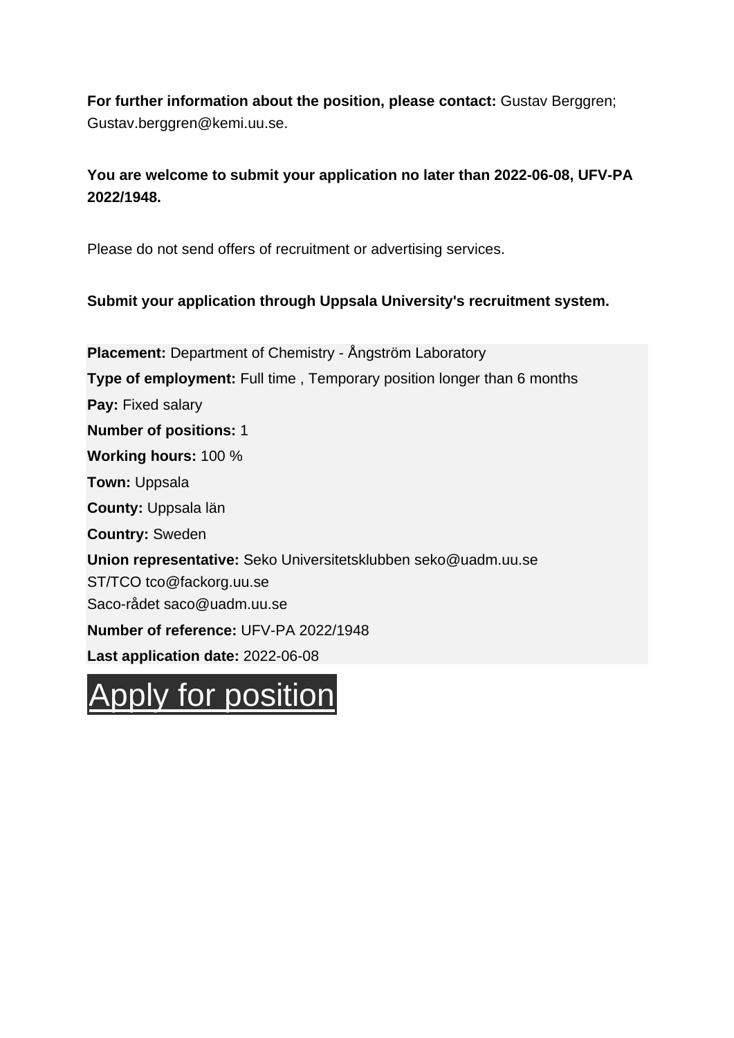**For further information about the position, please contact:** Gustav Berggren; Gustav.berggren@kemi.uu.se.

**You are welcome to submit your application no later than 2022-06-08, UFV-PA 2022/1948.**

Please do not send offers of recruitment or advertising services.

**Submit your application through Uppsala University's recruitment system.**

**Placement:** Department of Chemistry - Ångström Laboratory
**Type of employment:** Full time , Temporary position longer than 6 months
**Pay:** Fixed salary
**Number of positions:** 1
**Working hours:** 100 %
**Town:** Uppsala
**County:** Uppsala län
**Country:** Sweden
**Union representative:** Seko Universitetsklubben seko@uadm.uu.se
ST/TCO tco@fackorg.uu.se
Saco-rådet saco@uadm.uu.se
**Number of reference:** UFV-PA 2022/1948
**Last application date:** 2022-06-08

Apply for position